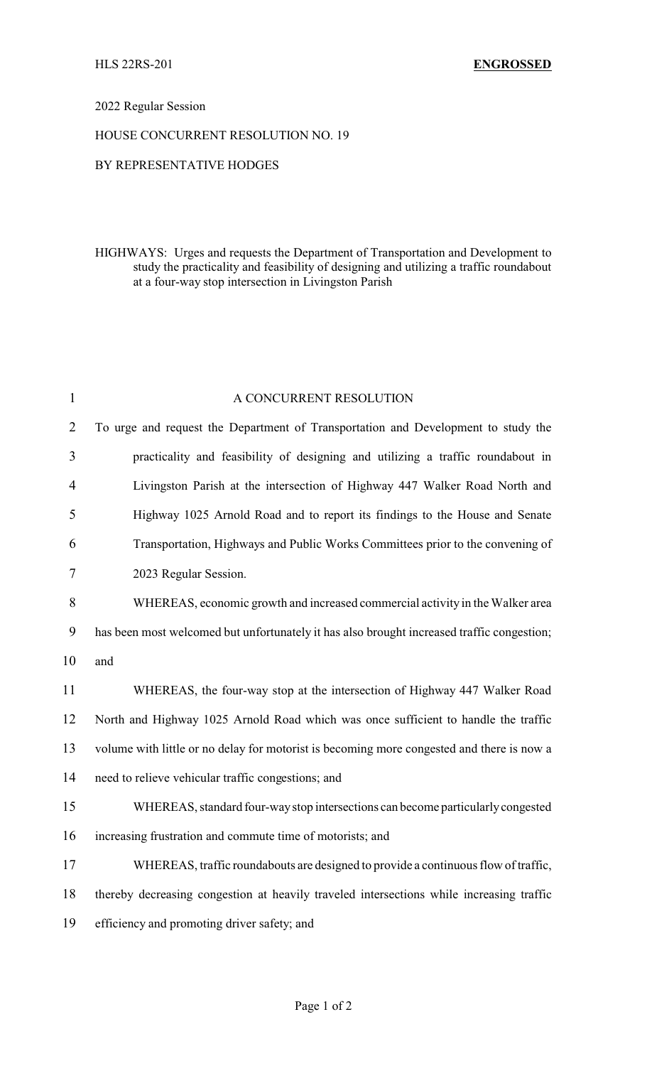HLS 22RS-201 **ENGROSSED**

2022 Regular Session

HOUSE CONCURRENT RESOLUTION NO. 19

BY REPRESENTATIVE HODGES

HIGHWAYS: Urges and requests the Department of Transportation and Development to study the practicality and feasibility of designing and utilizing a traffic roundabout at a four-way stop intersection in Livingston Parish

A CONCURRENT RESOLUTION

To urge and request the Department of Transportation and Development to study the practicality and feasibility of designing and utilizing a traffic roundabout in Livingston Parish at the intersection of Highway 447 Walker Road North and Highway 1025 Arnold Road and to report its findings to the House and Senate Transportation, Highways and Public Works Committees prior to the convening of 2023 Regular Session.

WHEREAS, economic growth and increased commercial activity in the Walker area has been most welcomed but unfortunately it has also brought increased traffic congestion; and

WHEREAS, the four-way stop at the intersection of Highway 447 Walker Road North and Highway 1025 Arnold Road which was once sufficient to handle the traffic volume with little or no delay for motorist is becoming more congested and there is now a need to relieve vehicular traffic congestions; and

WHEREAS, standard four-way stop intersections can become particularly congested increasing frustration and commute time of motorists; and

WHEREAS, traffic roundabouts are designed to provide a continuous flow of traffic, thereby decreasing congestion at heavily traveled intersections while increasing traffic efficiency and promoting driver safety; and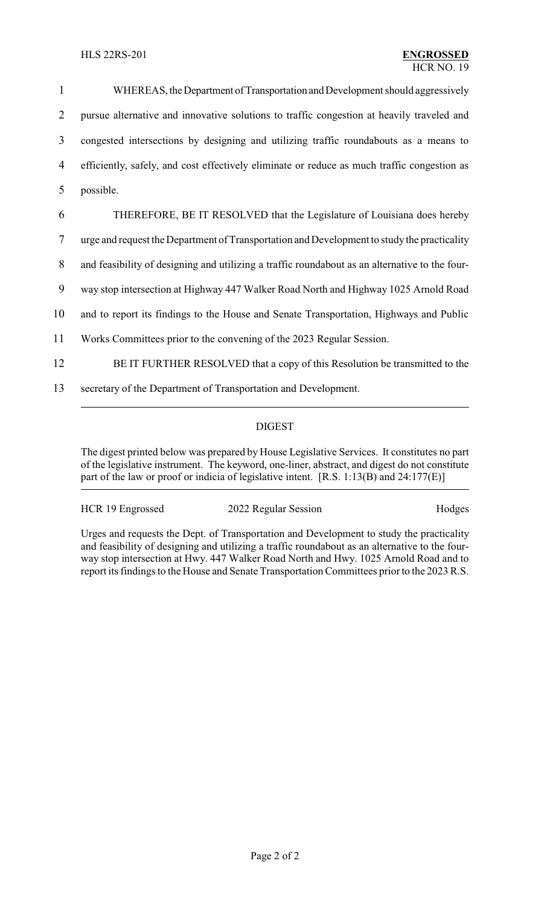WHEREAS, the Department of Transportation and Development should aggressively pursue alternative and innovative solutions to traffic congestion at heavily traveled and congested intersections by designing and utilizing traffic roundabouts as a means to efficiently, safely, and cost effectively eliminate or reduce as much traffic congestion as possible.

THEREFORE, BE IT RESOLVED that the Legislature of Louisiana does hereby urge and request the Department of Transportation and Development to study the practicality and feasibility of designing and utilizing a traffic roundabout as an alternative to the four-way stop intersection at Highway 447 Walker Road North and Highway 1025 Arnold Road and to report its findings to the House and Senate Transportation, Highways and Public Works Committees prior to the convening of the 2023 Regular Session.

BE IT FURTHER RESOLVED that a copy of this Resolution be transmitted to the secretary of the Department of Transportation and Development.

## DIGEST

The digest printed below was prepared by House Legislative Services. It constitutes no part of the legislative instrument. The keyword, one-liner, abstract, and digest do not constitute part of the law or proof or indicia of legislative intent. [R.S. 1:13(B) and 24:177(E)]

HCR 19 Engrossed | 2022 Regular Session | Hodges

Urges and requests the Dept. of Transportation and Development to study the practicality and feasibility of designing and utilizing a traffic roundabout as an alternative to the four-way stop intersection at Hwy. 447 Walker Road North and Hwy. 1025 Arnold Road and to report its findings to the House and Senate Transportation Committees prior to the 2023 R.S.